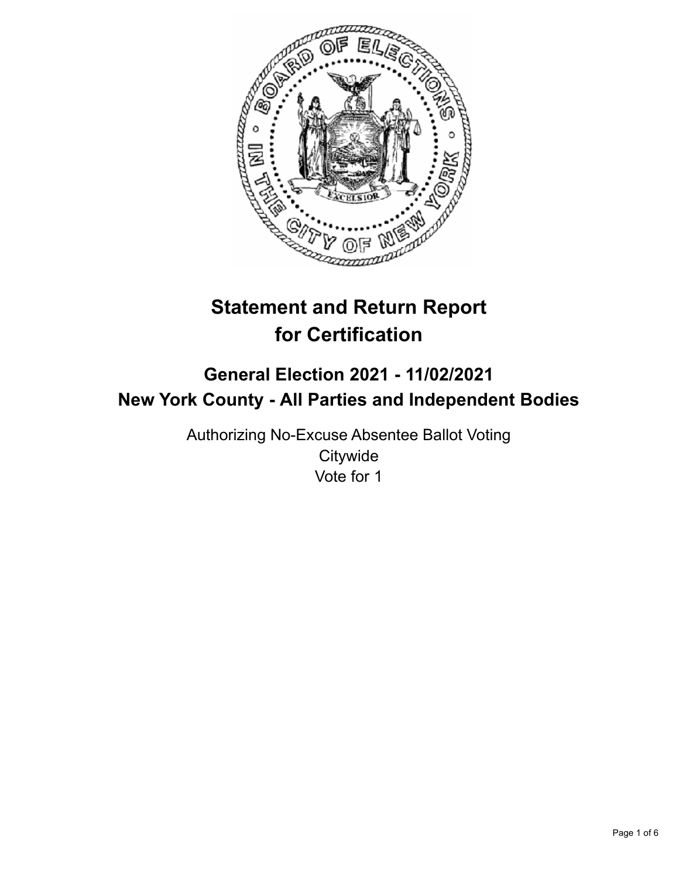# Statement and Return Report for Certification

## General Election 2021 - 11/02/2021
## New York County - All Parties and Independent Bodies

Authorizing No-Excuse Absentee Ballot Voting
Citywide
Vote for 1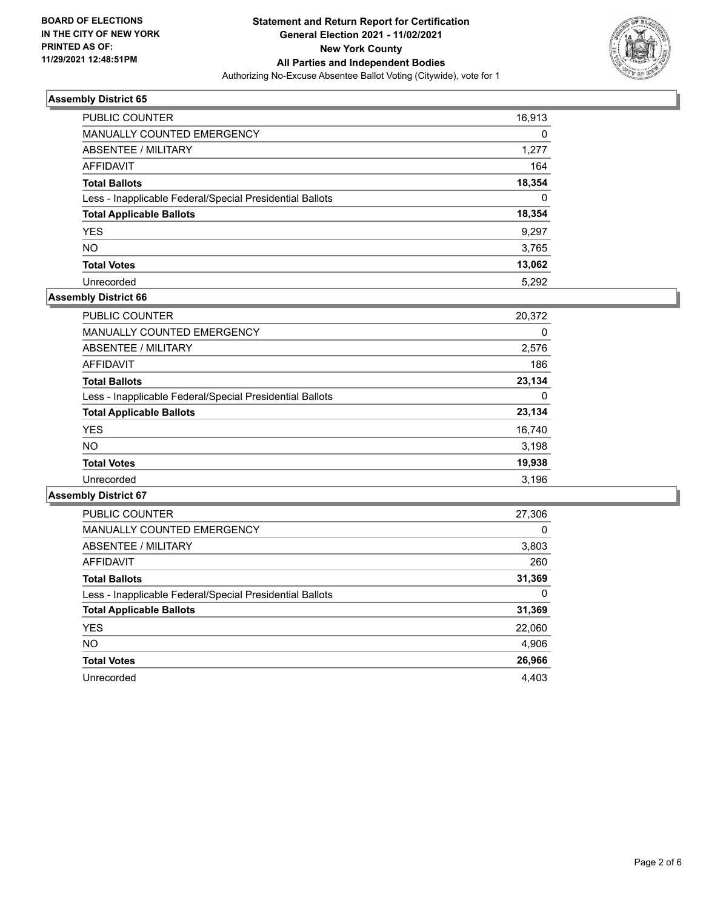BOARD OF ELECTIONS
IN THE CITY OF NEW YORK
PRINTED AS OF:
11/29/2021 12:48:51PM

**Statement and Return Report for Certification**
**General Election 2021 - 11/02/2021**
**New York County**
**All Parties and Independent Bodies**
Authorizing No-Excuse Absentee Ballot Voting (Citywide), vote for 1

### Assembly District 65

| | |
|---|---|
| PUBLIC COUNTER | 16,913 |
| MANUALLY COUNTED EMERGENCY | 0 |
| ABSENTEE / MILITARY | 1,277 |
| AFFIDAVIT | 164 |
| **Total Ballots** | **18,354** |
| Less - Inapplicable Federal/Special Presidential Ballots | 0 |
| **Total Applicable Ballots** | **18,354** |
| YES | 9,297 |
| NO | 3,765 |
| **Total Votes** | **13,062** |
| Unrecorded | 5,292 |

### Assembly District 66

| | |
|---|---|
| PUBLIC COUNTER | 20,372 |
| MANUALLY COUNTED EMERGENCY | 0 |
| ABSENTEE / MILITARY | 2,576 |
| AFFIDAVIT | 186 |
| **Total Ballots** | **23,134** |
| Less - Inapplicable Federal/Special Presidential Ballots | 0 |
| **Total Applicable Ballots** | **23,134** |
| YES | 16,740 |
| NO | 3,198 |
| **Total Votes** | **19,938** |
| Unrecorded | 3,196 |

### Assembly District 67

| | |
|---|---|
| PUBLIC COUNTER | 27,306 |
| MANUALLY COUNTED EMERGENCY | 0 |
| ABSENTEE / MILITARY | 3,803 |
| AFFIDAVIT | 260 |
| **Total Ballots** | **31,369** |
| Less - Inapplicable Federal/Special Presidential Ballots | 0 |
| **Total Applicable Ballots** | **31,369** |
| YES | 22,060 |
| NO | 4,906 |
| **Total Votes** | **26,966** |
| Unrecorded | 4,403 |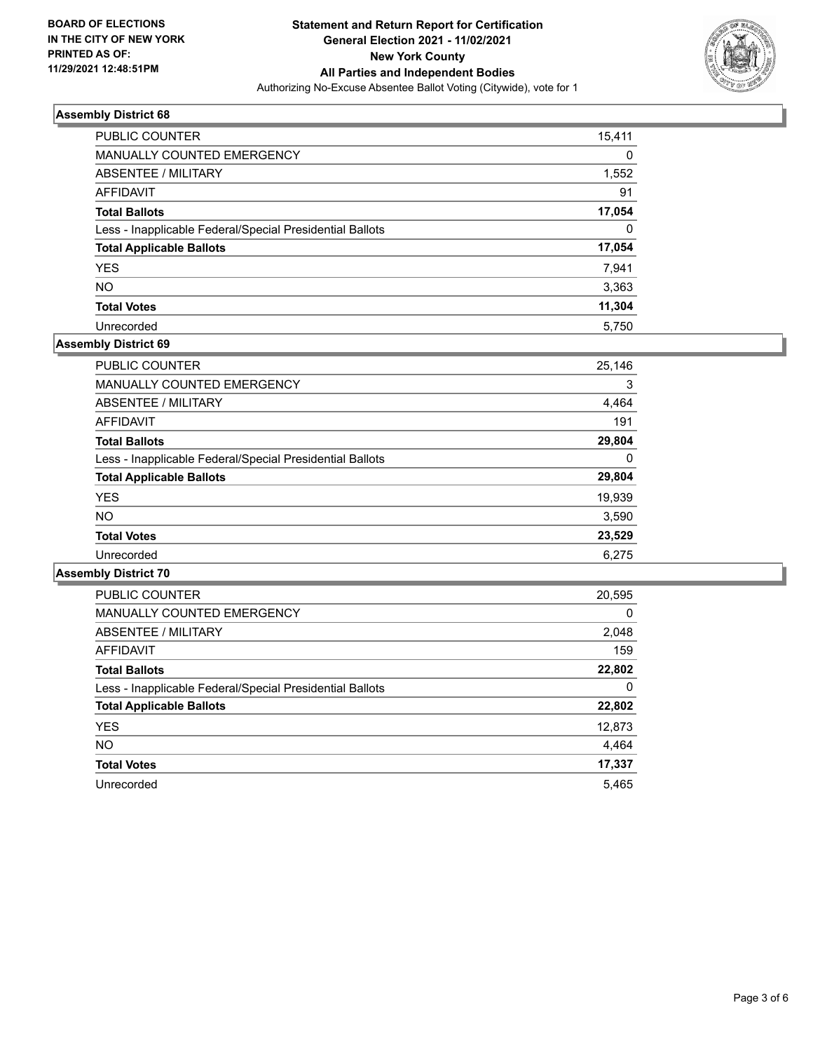BOARD OF ELECTIONS
IN THE CITY OF NEW YORK
PRINTED AS OF:
11/29/2021 12:48:51PM

**Statement and Return Report for Certification**
**General Election 2021 - 11/02/2021**
**New York County**
**All Parties and Independent Bodies**
Authorizing No-Excuse Absentee Ballot Voting (Citywide), vote for 1

### Assembly District 68

| | |
|---|---|
| PUBLIC COUNTER | 15,411 |
| MANUALLY COUNTED EMERGENCY | 0 |
| ABSENTEE / MILITARY | 1,552 |
| AFFIDAVIT | 91 |
| **Total Ballots** | **17,054** |
| Less - Inapplicable Federal/Special Presidential Ballots | 0 |
| **Total Applicable Ballots** | **17,054** |
| YES | 7,941 |
| NO | 3,363 |
| **Total Votes** | **11,304** |
| Unrecorded | 5,750 |

### Assembly District 69

| | |
|---|---|
| PUBLIC COUNTER | 25,146 |
| MANUALLY COUNTED EMERGENCY | 3 |
| ABSENTEE / MILITARY | 4,464 |
| AFFIDAVIT | 191 |
| **Total Ballots** | **29,804** |
| Less - Inapplicable Federal/Special Presidential Ballots | 0 |
| **Total Applicable Ballots** | **29,804** |
| YES | 19,939 |
| NO | 3,590 |
| **Total Votes** | **23,529** |
| Unrecorded | 6,275 |

### Assembly District 70

| | |
|---|---|
| PUBLIC COUNTER | 20,595 |
| MANUALLY COUNTED EMERGENCY | 0 |
| ABSENTEE / MILITARY | 2,048 |
| AFFIDAVIT | 159 |
| **Total Ballots** | **22,802** |
| Less - Inapplicable Federal/Special Presidential Ballots | 0 |
| **Total Applicable Ballots** | **22,802** |
| YES | 12,873 |
| NO | 4,464 |
| **Total Votes** | **17,337** |
| Unrecorded | 5,465 |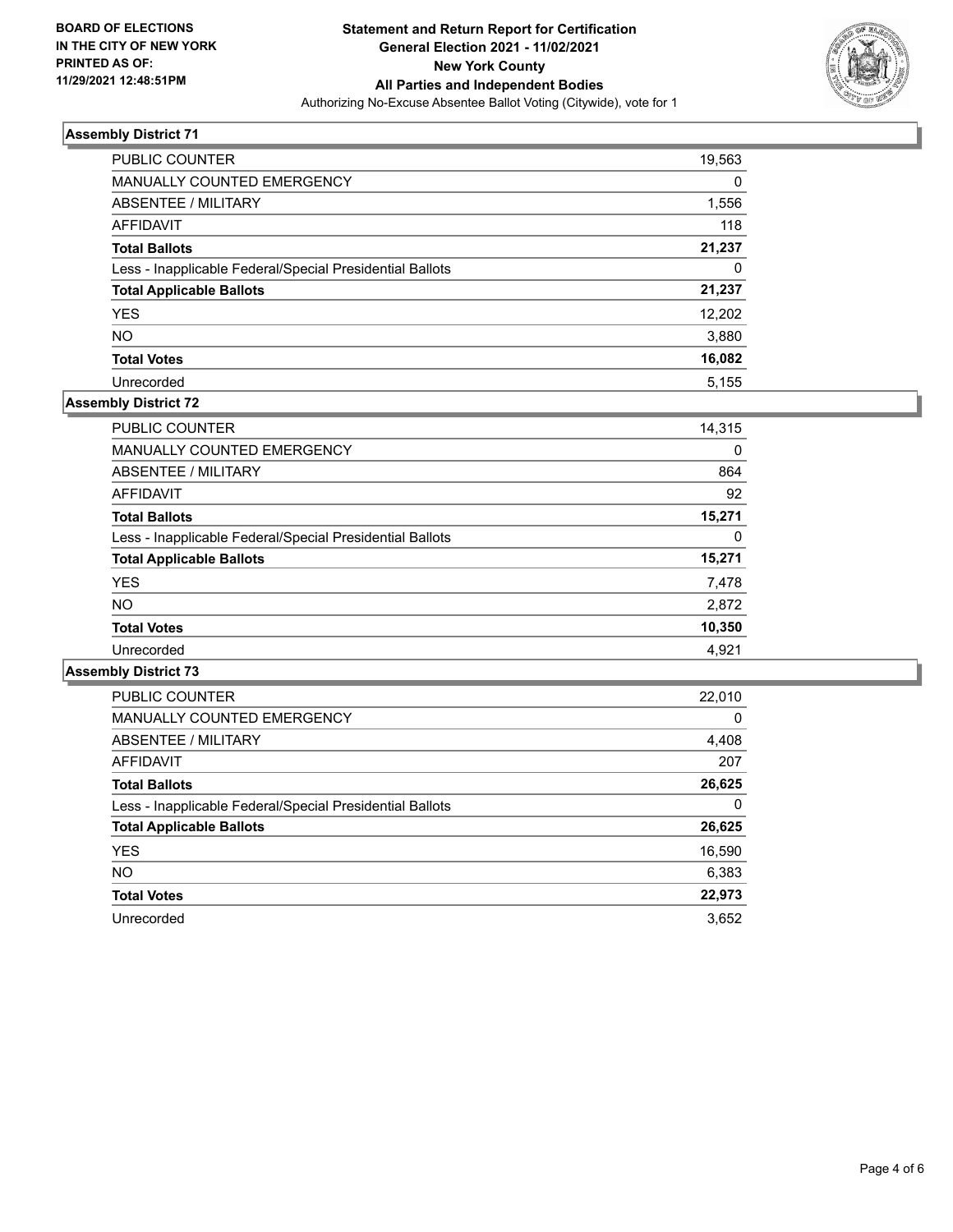**BOARD OF ELECTIONS IN THE CITY OF NEW YORK PRINTED AS OF: 11/29/2021 12:48:51PM**

**Statement and Return Report for Certification General Election 2021 - 11/02/2021 New York County All Parties and Independent Bodies**

Authorizing No-Excuse Absentee Ballot Voting (Citywide), vote for 1

### Assembly District 71

| | |
|---|---|
| PUBLIC COUNTER | 19,563 |
| MANUALLY COUNTED EMERGENCY | 0 |
| ABSENTEE / MILITARY | 1,556 |
| AFFIDAVIT | 118 |
| **Total Ballots** | **21,237** |
| Less - Inapplicable Federal/Special Presidential Ballots | 0 |
| **Total Applicable Ballots** | **21,237** |
| YES | 12,202 |
| NO | 3,880 |
| **Total Votes** | **16,082** |
| Unrecorded | 5,155 |

### Assembly District 72

| | |
|---|---|
| PUBLIC COUNTER | 14,315 |
| MANUALLY COUNTED EMERGENCY | 0 |
| ABSENTEE / MILITARY | 864 |
| AFFIDAVIT | 92 |
| **Total Ballots** | **15,271** |
| Less - Inapplicable Federal/Special Presidential Ballots | 0 |
| **Total Applicable Ballots** | **15,271** |
| YES | 7,478 |
| NO | 2,872 |
| **Total Votes** | **10,350** |
| Unrecorded | 4,921 |

### Assembly District 73

| | |
|---|---|
| PUBLIC COUNTER | 22,010 |
| MANUALLY COUNTED EMERGENCY | 0 |
| ABSENTEE / MILITARY | 4,408 |
| AFFIDAVIT | 207 |
| **Total Ballots** | **26,625** |
| Less - Inapplicable Federal/Special Presidential Ballots | 0 |
| **Total Applicable Ballots** | **26,625** |
| YES | 16,590 |
| NO | 6,383 |
| **Total Votes** | **22,973** |
| Unrecorded | 3,652 |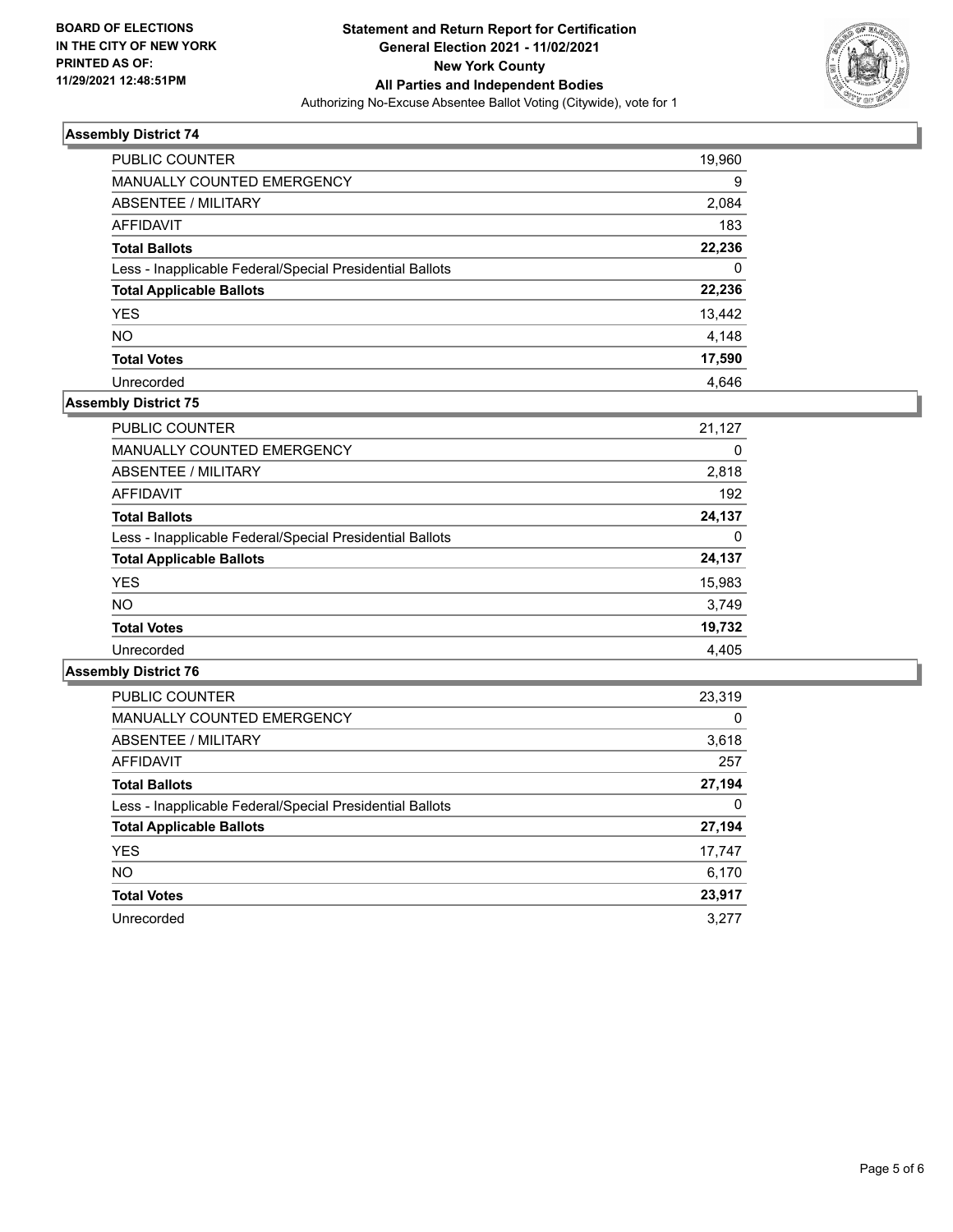**BOARD OF ELECTIONS IN THE CITY OF NEW YORK PRINTED AS OF: 11/29/2021 12:48:51PM**

**Statement and Return Report for Certification General Election 2021 - 11/02/2021 New York County All Parties and Independent Bodies**

Authorizing No-Excuse Absentee Ballot Voting (Citywide), vote for 1

### Assembly District 74

| | |
|---|---|
| PUBLIC COUNTER | 19,960 |
| MANUALLY COUNTED EMERGENCY | 9 |
| ABSENTEE / MILITARY | 2,084 |
| AFFIDAVIT | 183 |
| **Total Ballots** | **22,236** |
| Less - Inapplicable Federal/Special Presidential Ballots | 0 |
| **Total Applicable Ballots** | **22,236** |
| YES | 13,442 |
| NO | 4,148 |
| **Total Votes** | **17,590** |
| Unrecorded | 4,646 |

### Assembly District 75

| | |
|---|---|
| PUBLIC COUNTER | 21,127 |
| MANUALLY COUNTED EMERGENCY | 0 |
| ABSENTEE / MILITARY | 2,818 |
| AFFIDAVIT | 192 |
| **Total Ballots** | **24,137** |
| Less - Inapplicable Federal/Special Presidential Ballots | 0 |
| **Total Applicable Ballots** | **24,137** |
| YES | 15,983 |
| NO | 3,749 |
| **Total Votes** | **19,732** |
| Unrecorded | 4,405 |

### Assembly District 76

| | |
|---|---|
| PUBLIC COUNTER | 23,319 |
| MANUALLY COUNTED EMERGENCY | 0 |
| ABSENTEE / MILITARY | 3,618 |
| AFFIDAVIT | 257 |
| **Total Ballots** | **27,194** |
| Less - Inapplicable Federal/Special Presidential Ballots | 0 |
| **Total Applicable Ballots** | **27,194** |
| YES | 17,747 |
| NO | 6,170 |
| **Total Votes** | **23,917** |
| Unrecorded | 3,277 |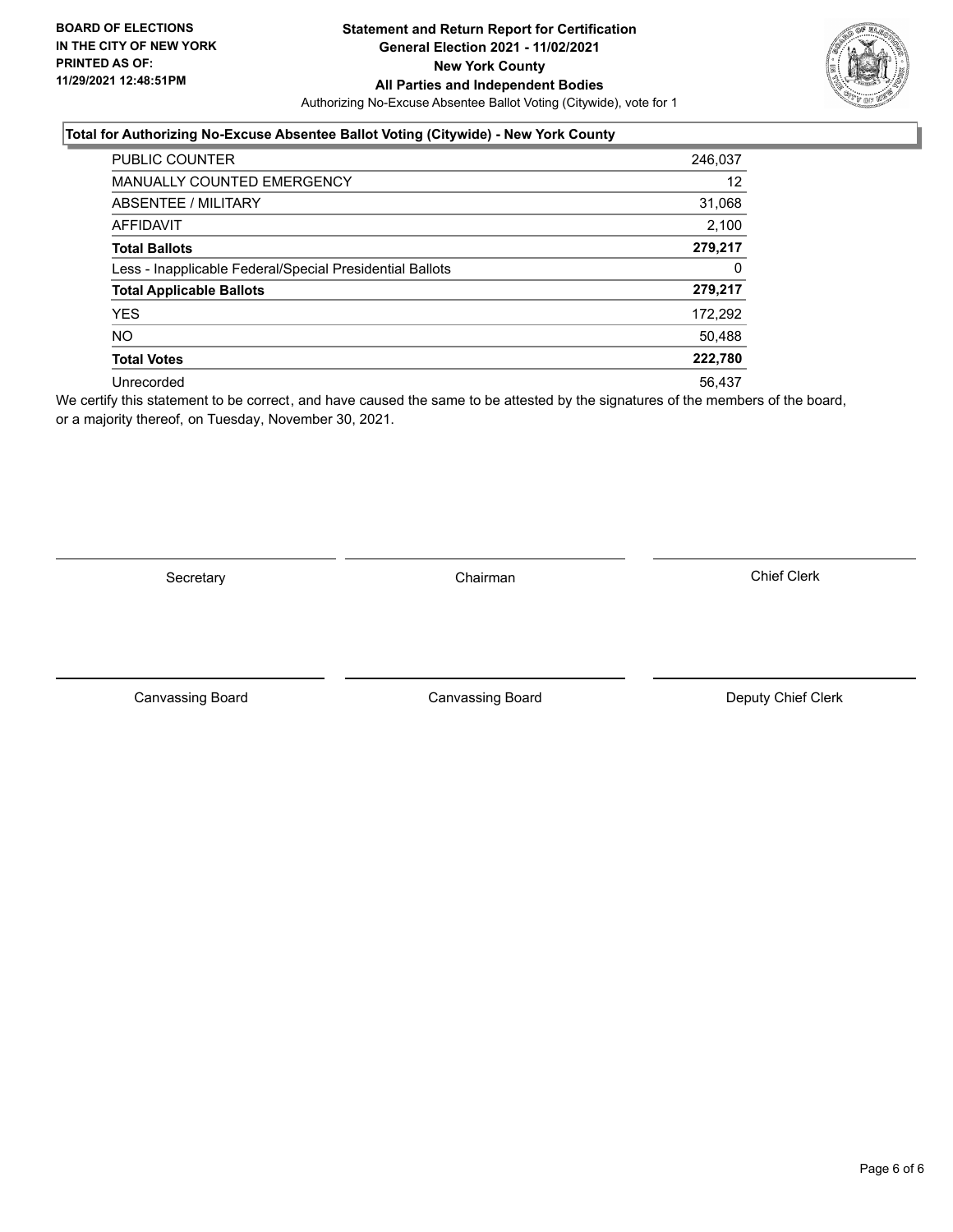**BOARD OF ELECTIONS IN THE CITY OF NEW YORK PRINTED AS OF: 11/29/2021 12:48:51PM**

**Statement and Return Report for Certification**
**General Election 2021 - 11/02/2021**
**New York County**
**All Parties and Independent Bodies**
Authorizing No-Excuse Absentee Ballot Voting (Citywide), vote for 1

### Total for Authorizing No-Excuse Absentee Ballot Voting (Citywide) - New York County

| | |
|---|---|
| PUBLIC COUNTER | 246,037 |
| MANUALLY COUNTED EMERGENCY | 12 |
| ABSENTEE / MILITARY | 31,068 |
| AFFIDAVIT | 2,100 |
| **Total Ballots** | **279,217** |
| Less - Inapplicable Federal/Special Presidential Ballots | 0 |
| **Total Applicable Ballots** | **279,217** |
| YES | 172,292 |
| NO | 50,488 |
| **Total Votes** | **222,780** |
| Unrecorded | 56,437 |

We certify this statement to be correct, and have caused the same to be attested by the signatures of the members of the board, or a majority thereof, on Tuesday, November 30, 2021.

Secretary

Chairman

Chief Clerk

Canvassing Board

Canvassing Board

Deputy Chief Clerk